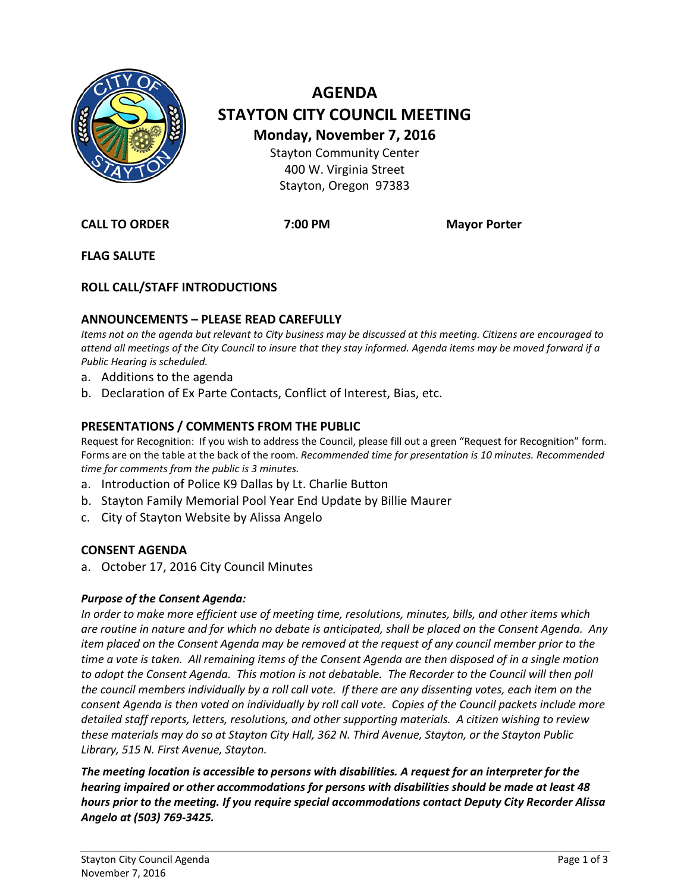# AGENDA
# STAYTON CITY COUNCIL MEETING

**Monday, November 7, 2016**

Stayton Community Center
400 W. Virginia Street
Stayton, Oregon 97383

**CALL TO ORDER** **7:00 PM** **Mayor Porter**

**FLAG SALUTE**

**ROLL CALL/STAFF INTRODUCTIONS**

## ANNOUNCEMENTS – PLEASE READ CAREFULLY

*Items not on the agenda but relevant to City business may be discussed at this meeting. Citizens are encouraged to attend all meetings of the City Council to insure that they stay informed. Agenda items may be moved forward if a Public Hearing is scheduled.*

a. Additions to the agenda
b. Declaration of Ex Parte Contacts, Conflict of Interest, Bias, etc.

## PRESENTATIONS / COMMENTS FROM THE PUBLIC

Request for Recognition: If you wish to address the Council, please fill out a green "Request for Recognition" form. Forms are on the table at the back of the room. *Recommended time for presentation is 10 minutes. Recommended time for comments from the public is 3 minutes.*

a. Introduction of Police K9 Dallas by Lt. Charlie Button
b. Stayton Family Memorial Pool Year End Update by Billie Maurer
c. City of Stayton Website by Alissa Angelo

## CONSENT AGENDA

a. October 17, 2016 City Council Minutes

***Purpose of the Consent Agenda:***

*In order to make more efficient use of meeting time, resolutions, minutes, bills, and other items which are routine in nature and for which no debate is anticipated, shall be placed on the Consent Agenda. Any item placed on the Consent Agenda may be removed at the request of any council member prior to the time a vote is taken. All remaining items of the Consent Agenda are then disposed of in a single motion to adopt the Consent Agenda. This motion is not debatable. The Recorder to the Council will then poll the council members individually by a roll call vote. If there are any dissenting votes, each item on the consent Agenda is then voted on individually by roll call vote. Copies of the Council packets include more detailed staff reports, letters, resolutions, and other supporting materials. A citizen wishing to review these materials may do so at Stayton City Hall, 362 N. Third Avenue, Stayton, or the Stayton Public Library, 515 N. First Avenue, Stayton.*

***The meeting location is accessible to persons with disabilities. A request for an interpreter for the hearing impaired or other accommodations for persons with disabilities should be made at least 48 hours prior to the meeting. If you require special accommodations contact Deputy City Recorder Alissa Angelo at (503) 769-3425.***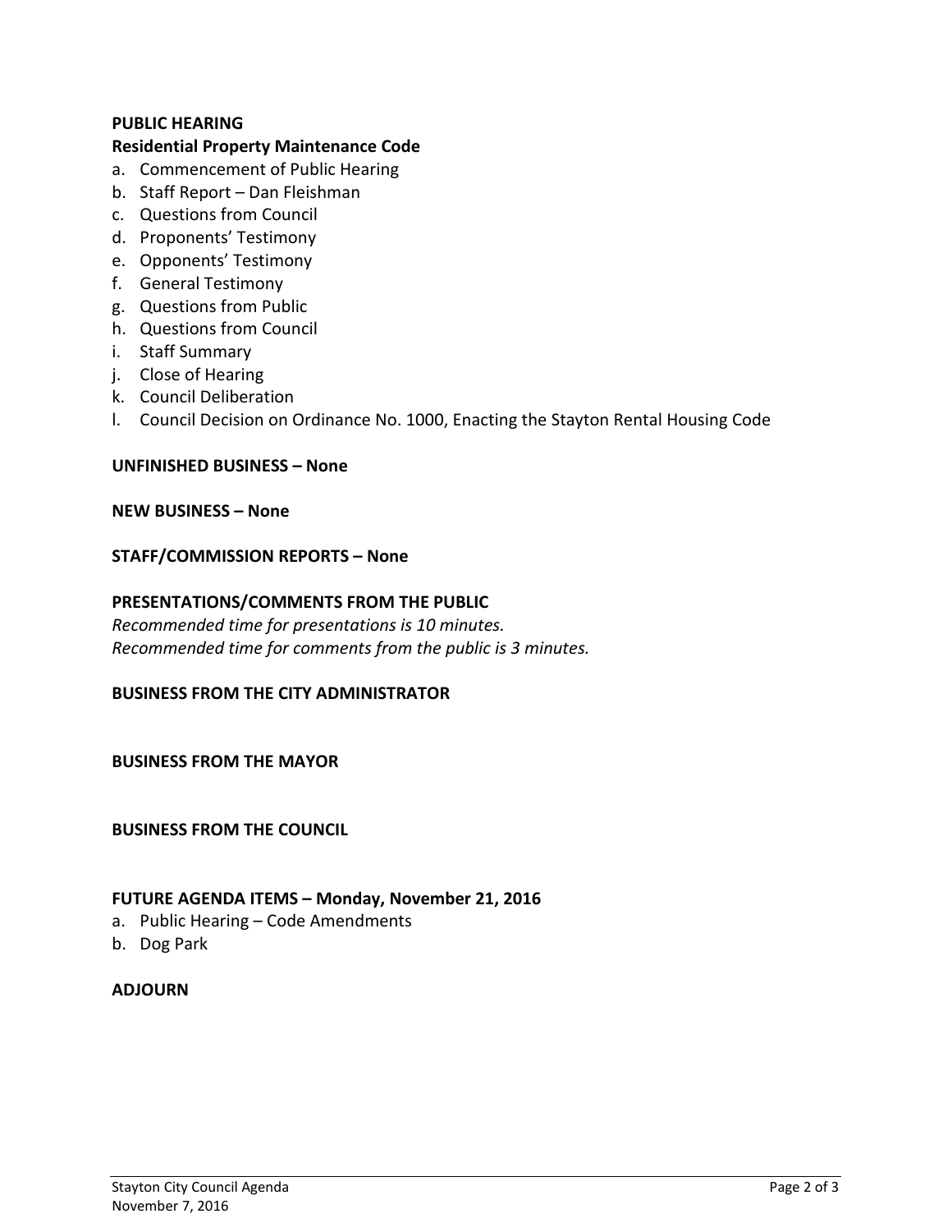**PUBLIC HEARING**

**Residential Property Maintenance Code**

a. Commencement of Public Hearing
b. Staff Report – Dan Fleishman
c. Questions from Council
d. Proponents' Testimony
e. Opponents' Testimony
f. General Testimony
g. Questions from Public
h. Questions from Council
i. Staff Summary
j. Close of Hearing
k. Council Deliberation
l. Council Decision on Ordinance No. 1000, Enacting the Stayton Rental Housing Code

**UNFINISHED BUSINESS – None**

**NEW BUSINESS – None**

**STAFF/COMMISSION REPORTS – None**

**PRESENTATIONS/COMMENTS FROM THE PUBLIC**

*Recommended time for presentations is 10 minutes.*
*Recommended time for comments from the public is 3 minutes.*

**BUSINESS FROM THE CITY ADMINISTRATOR**

**BUSINESS FROM THE MAYOR**

**BUSINESS FROM THE COUNCIL**

**FUTURE AGENDA ITEMS – Monday, November 21, 2016**

a. Public Hearing – Code Amendments
b. Dog Park

**ADJOURN**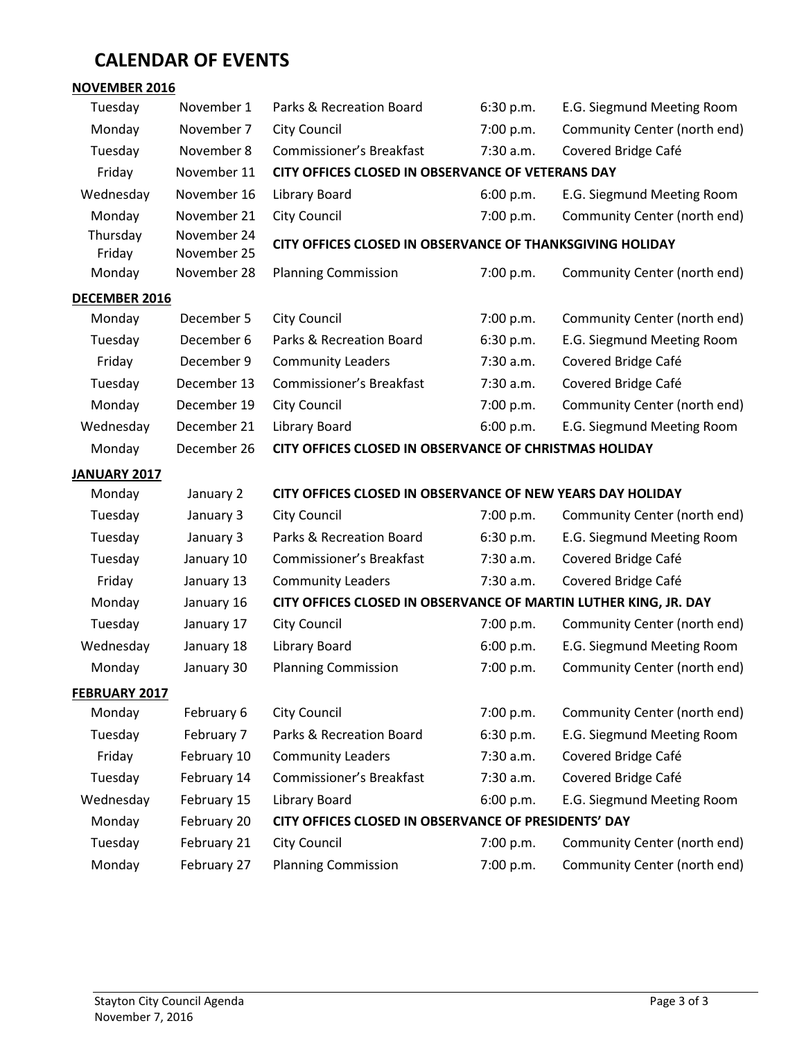# CALENDAR OF EVENTS

**NOVEMBER 2016**

| | | | | |
|---|---|---|---|---|
| Tuesday | November 1 | Parks & Recreation Board | 6:30 p.m. | E.G. Siegmund Meeting Room |
| Monday | November 7 | City Council | 7:00 p.m. | Community Center (north end) |
| Tuesday | November 8 | Commissioner's Breakfast | 7:30 a.m. | Covered Bridge Café |
| Friday | November 11 | **CITY OFFICES CLOSED IN OBSERVANCE OF VETERANS DAY** | | |
| Wednesday | November 16 | Library Board | 6:00 p.m. | E.G. Siegmund Meeting Room |
| Monday | November 21 | City Council | 7:00 p.m. | Community Center (north end) |
| Thursday<br>Friday | November 24<br>November 25 | **CITY OFFICES CLOSED IN OBSERVANCE OF THANKSGIVING HOLIDAY** | | |
| Monday | November 28 | Planning Commission | 7:00 p.m. | Community Center (north end) |

**DECEMBER 2016**

| | | | | |
|---|---|---|---|---|
| Monday | December 5 | City Council | 7:00 p.m. | Community Center (north end) |
| Tuesday | December 6 | Parks & Recreation Board | 6:30 p.m. | E.G. Siegmund Meeting Room |
| Friday | December 9 | Community Leaders | 7:30 a.m. | Covered Bridge Café |
| Tuesday | December 13 | Commissioner's Breakfast | 7:30 a.m. | Covered Bridge Café |
| Monday | December 19 | City Council | 7:00 p.m. | Community Center (north end) |
| Wednesday | December 21 | Library Board | 6:00 p.m. | E.G. Siegmund Meeting Room |
| Monday | December 26 | **CITY OFFICES CLOSED IN OBSERVANCE OF CHRISTMAS HOLIDAY** | | |

**JANUARY 2017**

| | | | | |
|---|---|---|---|---|
| Monday | January 2 | **CITY OFFICES CLOSED IN OBSERVANCE OF NEW YEARS DAY HOLIDAY** | | |
| Tuesday | January 3 | City Council | 7:00 p.m. | Community Center (north end) |
| Tuesday | January 3 | Parks & Recreation Board | 6:30 p.m. | E.G. Siegmund Meeting Room |
| Tuesday | January 10 | Commissioner's Breakfast | 7:30 a.m. | Covered Bridge Café |
| Friday | January 13 | Community Leaders | 7:30 a.m. | Covered Bridge Café |
| Monday | January 16 | **CITY OFFICES CLOSED IN OBSERVANCE OF MARTIN LUTHER KING, JR. DAY** | | |
| Tuesday | January 17 | City Council | 7:00 p.m. | Community Center (north end) |
| Wednesday | January 18 | Library Board | 6:00 p.m. | E.G. Siegmund Meeting Room |
| Monday | January 30 | Planning Commission | 7:00 p.m. | Community Center (north end) |

**FEBRUARY 2017**

| | | | | |
|---|---|---|---|---|
| Monday | February 6 | City Council | 7:00 p.m. | Community Center (north end) |
| Tuesday | February 7 | Parks & Recreation Board | 6:30 p.m. | E.G. Siegmund Meeting Room |
| Friday | February 10 | Community Leaders | 7:30 a.m. | Covered Bridge Café |
| Tuesday | February 14 | Commissioner's Breakfast | 7:30 a.m. | Covered Bridge Café |
| Wednesday | February 15 | Library Board | 6:00 p.m. | E.G. Siegmund Meeting Room |
| Monday | February 20 | **CITY OFFICES CLOSED IN OBSERVANCE OF PRESIDENTS' DAY** | | |
| Tuesday | February 21 | City Council | 7:00 p.m. | Community Center (north end) |
| Monday | February 27 | Planning Commission | 7:00 p.m. | Community Center (north end) |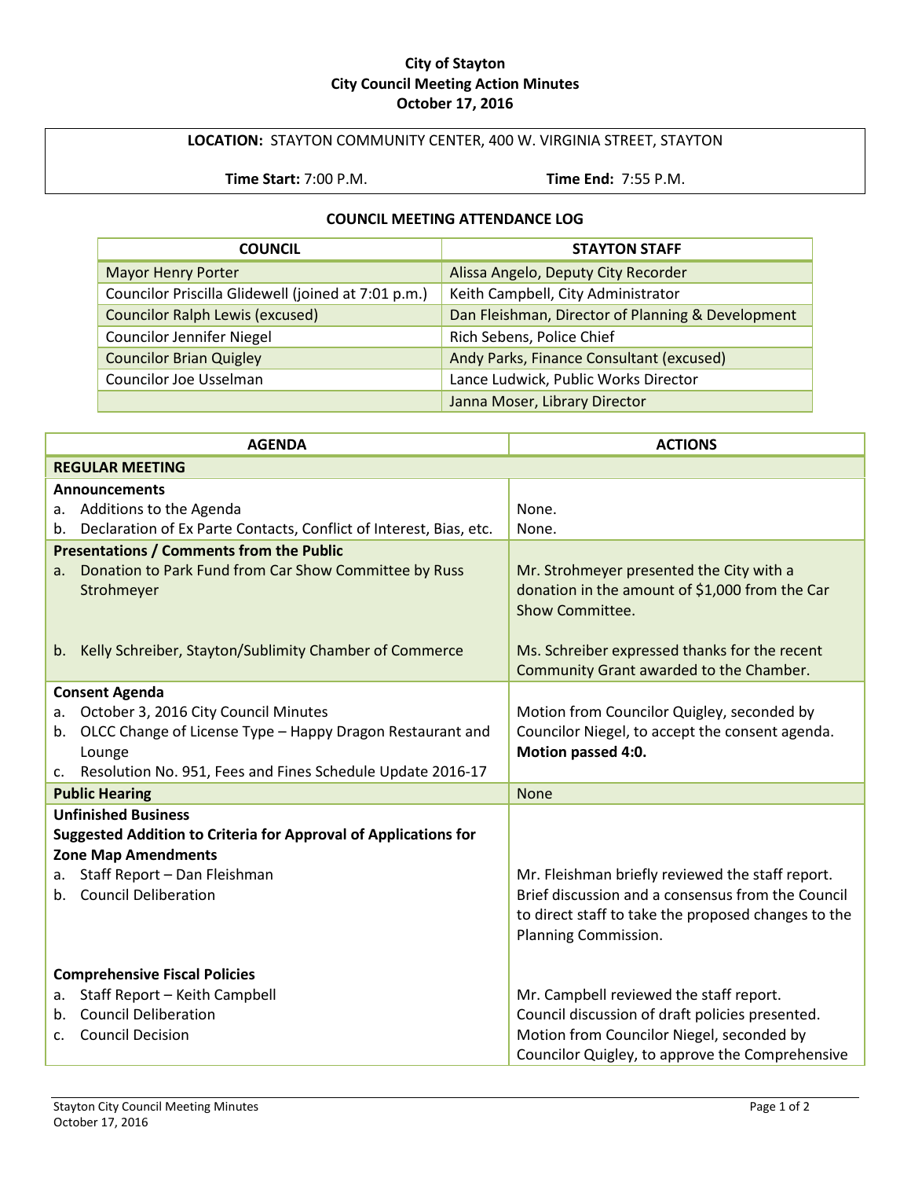# City of Stayton
## City Council Meeting Action Minutes
## October 17, 2016

**LOCATION:** STAYTON COMMUNITY CENTER, 400 W. VIRGINIA STREET, STAYTON

**Time Start:** 7:00 P.M. **Time End:** 7:55 P.M.

### COUNCIL MEETING ATTENDANCE LOG

| COUNCIL | STAYTON STAFF |
|---|---|
| Mayor Henry Porter | Alissa Angelo, Deputy City Recorder |
| Councilor Priscilla Glidewell (joined at 7:01 p.m.) | Keith Campbell, City Administrator |
| Councilor Ralph Lewis (excused) | Dan Fleishman, Director of Planning & Development |
| Councilor Jennifer Niegel | Rich Sebens, Police Chief |
| Councilor Brian Quigley | Andy Parks, Finance Consultant (excused) |
| Councilor Joe Usselman | Lance Ludwick, Public Works Director |
| | Janna Moser, Library Director |

| AGENDA | ACTIONS |
|---|---|
| **REGULAR MEETING** | |
| **Announcements** | |
| a. Additions to the Agenda | None. |
| b. Declaration of Ex Parte Contacts, Conflict of Interest, Bias, etc. | None. |
| **Presentations / Comments from the Public** | |
| a. Donation to Park Fund from Car Show Committee by Russ Strohmeyer | Mr. Strohmeyer presented the City with a donation in the amount of $1,000 from the Car Show Committee. |
| b. Kelly Schreiber, Stayton/Sublimity Chamber of Commerce | Ms. Schreiber expressed thanks for the recent Community Grant awarded to the Chamber. |
| **Consent Agenda**<br>a. October 3, 2016 City Council Minutes<br>b. OLCC Change of License Type – Happy Dragon Restaurant and Lounge<br>c. Resolution No. 951, Fees and Fines Schedule Update 2016-17 | Motion from Councilor Quigley, seconded by Councilor Niegel, to accept the consent agenda. **Motion passed 4:0.** |
| **Public Hearing** | None |
| **Unfinished Business** | |
| **Suggested Addition to Criteria for Approval of Applications for Zone Map Amendments**<br>a. Staff Report – Dan Fleishman<br>b. Council Deliberation | Mr. Fleishman briefly reviewed the staff report. Brief discussion and a consensus from the Council to direct staff to take the proposed changes to the Planning Commission. |
| **Comprehensive Fiscal Policies**<br>a. Staff Report – Keith Campbell<br>b. Council Deliberation<br>c. Council Decision | Mr. Campbell reviewed the staff report. Council discussion of draft policies presented. Motion from Councilor Niegel, seconded by Councilor Quigley, to approve the Comprehensive |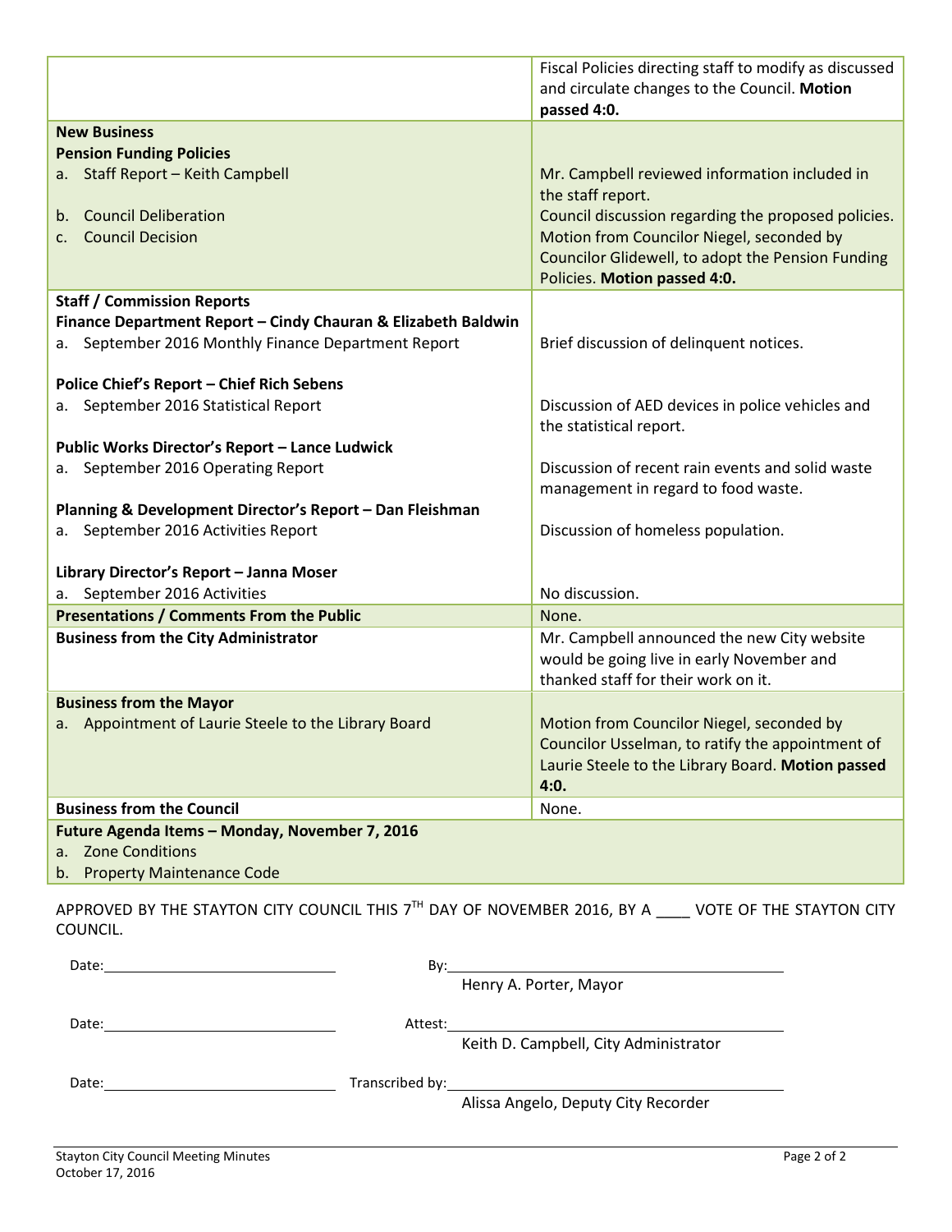| | |
|---|---|
| | Fiscal Policies directing staff to modify as discussed and circulate changes to the Council. **Motion passed 4:0.** |
| **New Business** <br> **Pension Funding Policies** <br> a. Staff Report – Keith Campbell <br> b. Council Deliberation <br> c. Council Decision | Mr. Campbell reviewed information included in the staff report. <br> Council discussion regarding the proposed policies. <br> Motion from Councilor Niegel, seconded by Councilor Glidewell, to adopt the Pension Funding Policies. **Motion passed 4:0.** |
| **Staff / Commission Reports** <br> **Finance Department Report – Cindy Chauran & Elizabeth Baldwin** <br> a. September 2016 Monthly Finance Department Report | Brief discussion of delinquent notices. |
| **Police Chief's Report – Chief Rich Sebens** <br> a. September 2016 Statistical Report | Discussion of AED devices in police vehicles and the statistical report. |
| **Public Works Director's Report – Lance Ludwick** <br> a. September 2016 Operating Report | Discussion of recent rain events and solid waste management in regard to food waste. |
| **Planning & Development Director's Report – Dan Fleishman** <br> a. September 2016 Activities Report | Discussion of homeless population. |
| **Library Director's Report – Janna Moser** <br> a. September 2016 Activities | No discussion. |
| **Presentations / Comments From the Public** | None. |
| **Business from the City Administrator** | Mr. Campbell announced the new City website would be going live in early November and thanked staff for their work on it. |
| **Business from the Mayor** <br> a. Appointment of Laurie Steele to the Library Board | Motion from Councilor Niegel, seconded by Councilor Usselman, to ratify the appointment of Laurie Steele to the Library Board. **Motion passed 4:0.** |
| **Business from the Council** | None. |
| **Future Agenda Items – Monday, November 7, 2016** <br> a. Zone Conditions <br> b. Property Maintenance Code | |

APPROVED BY THE STAYTON CITY COUNCIL THIS 7TH DAY OF NOVEMBER 2016, BY A ____ VOTE OF THE STAYTON CITY COUNCIL.

Date:______________________ By:______________________________
Henry A. Porter, Mayor

Date:______________________ Attest:______________________________
Keith D. Campbell, City Administrator

Date:______________________ Transcribed by:______________________________
Alissa Angelo, Deputy City Recorder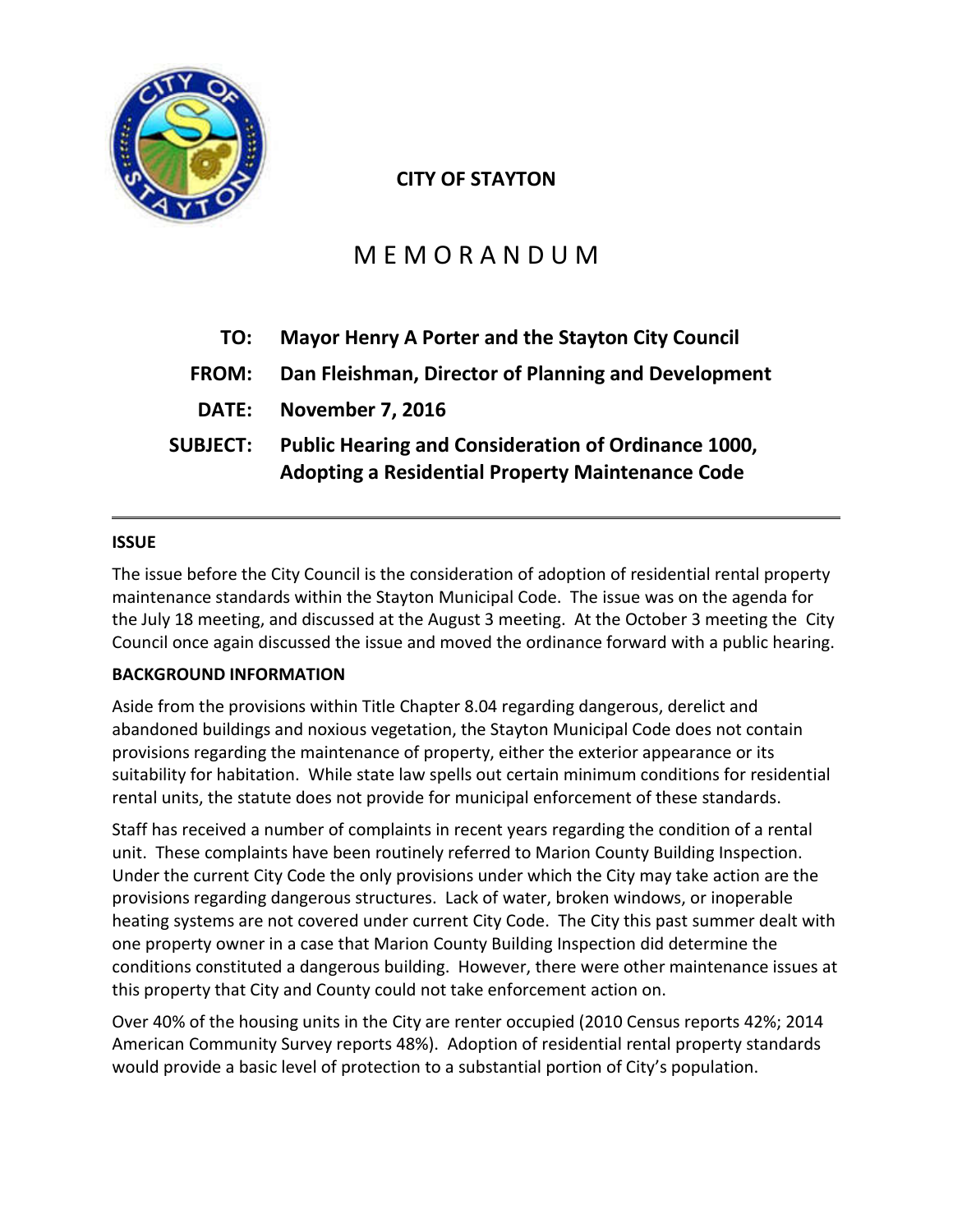**CITY OF STAYTON**

# M E M O R A N D U M

| | |
|---|---|
| **TO:** | **Mayor Henry A Porter and the Stayton City Council** |
| **FROM:** | **Dan Fleishman, Director of Planning and Development** |
| **DATE:** | **November 7, 2016** |
| **SUBJECT:** | **Public Hearing and Consideration of Ordinance 1000, Adopting a Residential Property Maintenance Code** |

---

**ISSUE**

The issue before the City Council is the consideration of adoption of residential rental property maintenance standards within the Stayton Municipal Code. The issue was on the agenda for the July 18 meeting, and discussed at the August 3 meeting. At the October 3 meeting the City Council once again discussed the issue and moved the ordinance forward with a public hearing.

**BACKGROUND INFORMATION**

Aside from the provisions within Title Chapter 8.04 regarding dangerous, derelict and abandoned buildings and noxious vegetation, the Stayton Municipal Code does not contain provisions regarding the maintenance of property, either the exterior appearance or its suitability for habitation. While state law spells out certain minimum conditions for residential rental units, the statute does not provide for municipal enforcement of these standards.

Staff has received a number of complaints in recent years regarding the condition of a rental unit. These complaints have been routinely referred to Marion County Building Inspection. Under the current City Code the only provisions under which the City may take action are the provisions regarding dangerous structures. Lack of water, broken windows, or inoperable heating systems are not covered under current City Code. The City this past summer dealt with one property owner in a case that Marion County Building Inspection did determine the conditions constituted a dangerous building. However, there were other maintenance issues at this property that City and County could not take enforcement action on.

Over 40% of the housing units in the City are renter occupied (2010 Census reports 42%; 2014 American Community Survey reports 48%). Adoption of residential rental property standards would provide a basic level of protection to a substantial portion of City's population.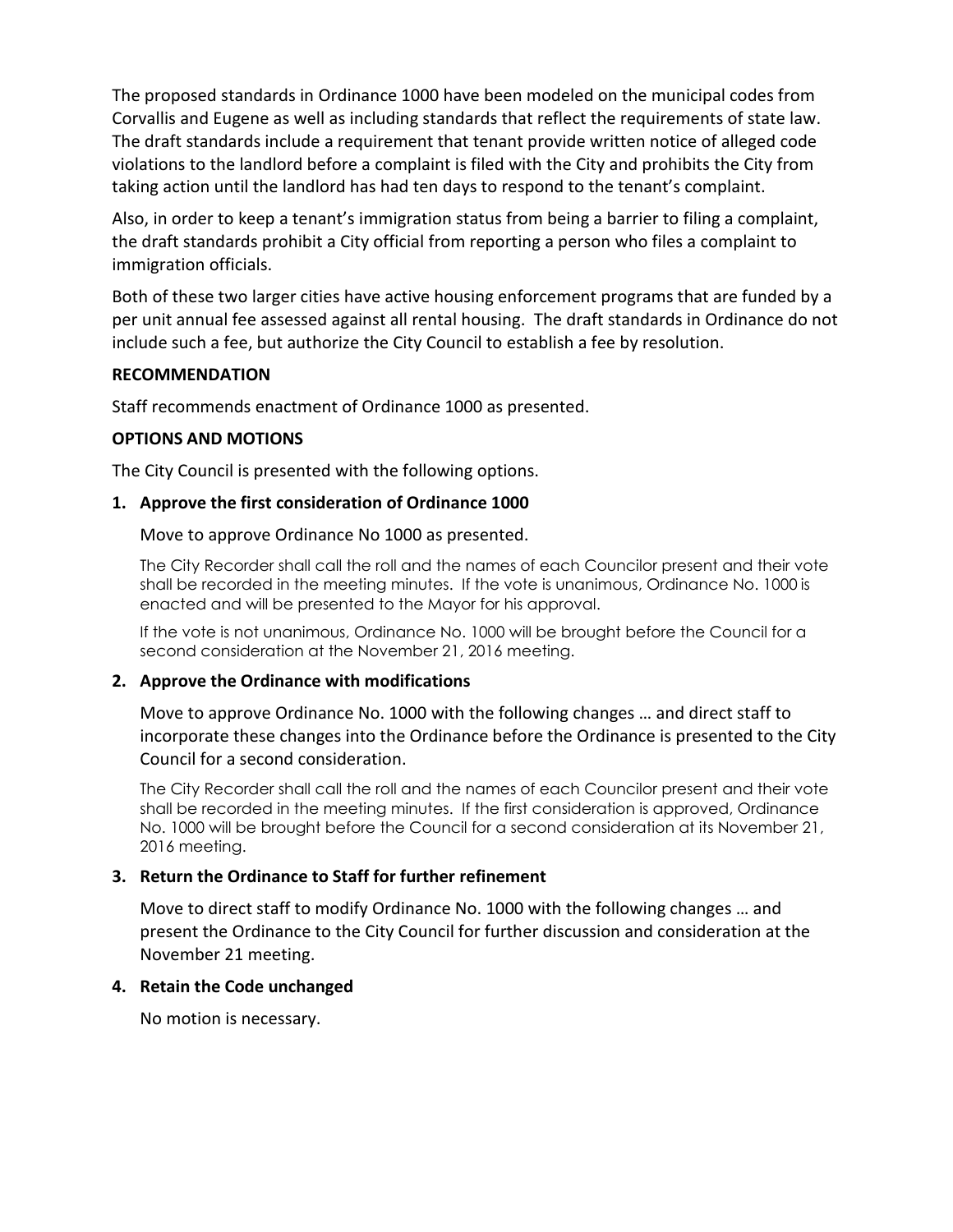The proposed standards in Ordinance 1000 have been modeled on the municipal codes from Corvallis and Eugene as well as including standards that reflect the requirements of state law. The draft standards include a requirement that tenant provide written notice of alleged code violations to the landlord before a complaint is filed with the City and prohibits the City from taking action until the landlord has had ten days to respond to the tenant's complaint.

Also, in order to keep a tenant's immigration status from being a barrier to filing a complaint, the draft standards prohibit a City official from reporting a person who files a complaint to immigration officials.

Both of these two larger cities have active housing enforcement programs that are funded by a per unit annual fee assessed against all rental housing. The draft standards in Ordinance do not include such a fee, but authorize the City Council to establish a fee by resolution.

**RECOMMENDATION**

Staff recommends enactment of Ordinance 1000 as presented.

**OPTIONS AND MOTIONS**

The City Council is presented with the following options.

**1. Approve the first consideration of Ordinance 1000**

Move to approve Ordinance No 1000 as presented.

The City Recorder shall call the roll and the names of each Councilor present and their vote shall be recorded in the meeting minutes. If the vote is unanimous, Ordinance No. 1000 is enacted and will be presented to the Mayor for his approval.

If the vote is not unanimous, Ordinance No. 1000 will be brought before the Council for a second consideration at the November 21, 2016 meeting.

**2. Approve the Ordinance with modifications**

Move to approve Ordinance No. 1000 with the following changes … and direct staff to incorporate these changes into the Ordinance before the Ordinance is presented to the City Council for a second consideration.

The City Recorder shall call the roll and the names of each Councilor present and their vote shall be recorded in the meeting minutes. If the first consideration is approved, Ordinance No. 1000 will be brought before the Council for a second consideration at its November 21, 2016 meeting.

**3. Return the Ordinance to Staff for further refinement**

Move to direct staff to modify Ordinance No. 1000 with the following changes … and present the Ordinance to the City Council for further discussion and consideration at the November 21 meeting.

**4. Retain the Code unchanged**

No motion is necessary.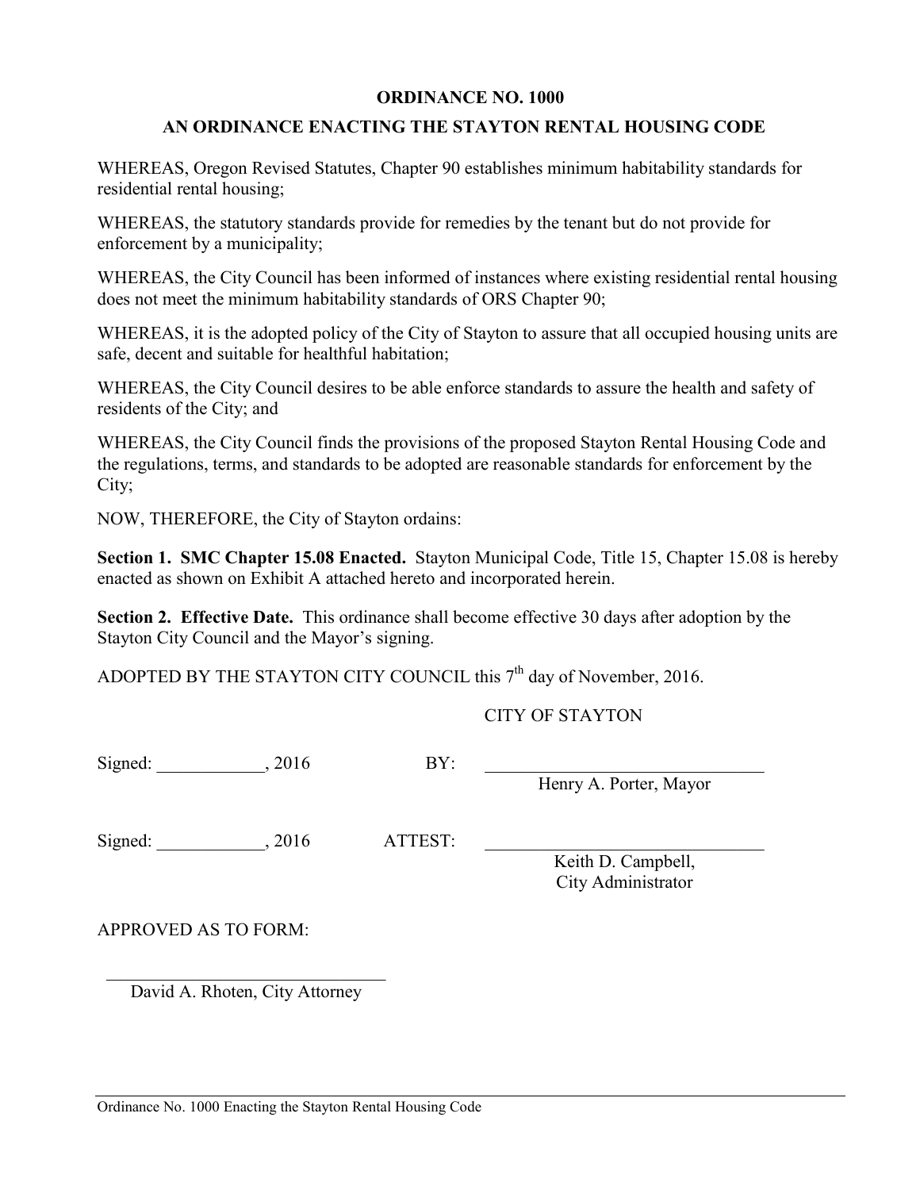# ORDINANCE NO. 1000

## AN ORDINANCE ENACTING THE STAYTON RENTAL HOUSING CODE

WHEREAS, Oregon Revised Statutes, Chapter 90 establishes minimum habitability standards for residential rental housing;

WHEREAS, the statutory standards provide for remedies by the tenant but do not provide for enforcement by a municipality;

WHEREAS, the City Council has been informed of instances where existing residential rental housing does not meet the minimum habitability standards of ORS Chapter 90;

WHEREAS, it is the adopted policy of the City of Stayton to assure that all occupied housing units are safe, decent and suitable for healthful habitation;

WHEREAS, the City Council desires to be able enforce standards to assure the health and safety of residents of the City; and

WHEREAS, the City Council finds the provisions of the proposed Stayton Rental Housing Code and the regulations, terms, and standards to be adopted are reasonable standards for enforcement by the City;

NOW, THEREFORE, the City of Stayton ordains:

**Section 1. SMC Chapter 15.08 Enacted.** Stayton Municipal Code, Title 15, Chapter 15.08 is hereby enacted as shown on Exhibit A attached hereto and incorporated herein.

**Section 2. Effective Date.** This ordinance shall become effective 30 days after adoption by the Stayton City Council and the Mayor's signing.

ADOPTED BY THE STAYTON CITY COUNCIL this 7th day of November, 2016.

CITY OF STAYTON

Signed: ____________, 2016 BY: ______________________________

Henry A. Porter, Mayor

Signed: ____________, 2016 ATTEST: ______________________________

Keith D. Campbell,
City Administrator

APPROVED AS TO FORM:

______________________________

David A. Rhoten, City Attorney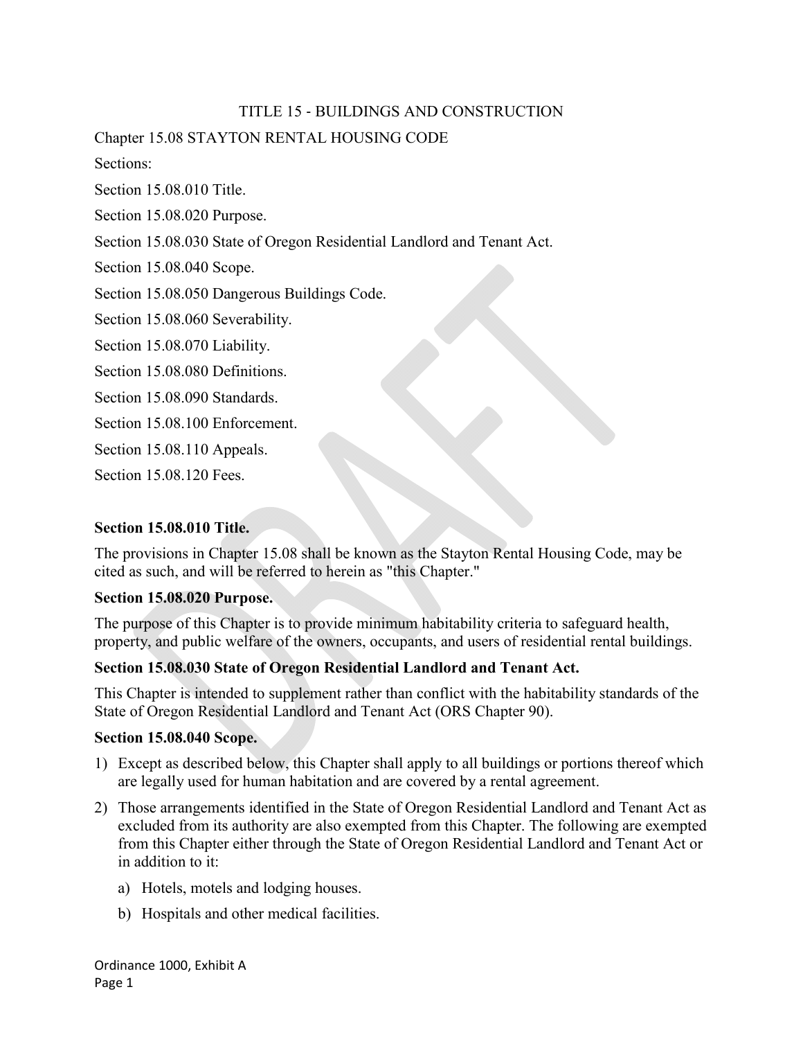# TITLE 15 - BUILDINGS AND CONSTRUCTION

## Chapter 15.08 STAYTON RENTAL HOUSING CODE

Sections:

Section 15.08.010 Title.

Section 15.08.020 Purpose.

Section 15.08.030 State of Oregon Residential Landlord and Tenant Act.

Section 15.08.040 Scope.

Section 15.08.050 Dangerous Buildings Code.

Section 15.08.060 Severability.

Section 15.08.070 Liability.

Section 15.08.080 Definitions.

Section 15.08.090 Standards.

Section 15.08.100 Enforcement.

Section 15.08.110 Appeals.

Section 15.08.120 Fees.

**Section 15.08.010 Title.**

The provisions in Chapter 15.08 shall be known as the Stayton Rental Housing Code, may be cited as such, and will be referred to herein as "this Chapter."

**Section 15.08.020 Purpose.**

The purpose of this Chapter is to provide minimum habitability criteria to safeguard health, property, and public welfare of the owners, occupants, and users of residential rental buildings.

**Section 15.08.030 State of Oregon Residential Landlord and Tenant Act.**

This Chapter is intended to supplement rather than conflict with the habitability standards of the State of Oregon Residential Landlord and Tenant Act (ORS Chapter 90).

**Section 15.08.040 Scope.**

1) Except as described below, this Chapter shall apply to all buildings or portions thereof which are legally used for human habitation and are covered by a rental agreement.
2) Those arrangements identified in the State of Oregon Residential Landlord and Tenant Act as excluded from its authority are also exempted from this Chapter. The following are exempted from this Chapter either through the State of Oregon Residential Landlord and Tenant Act or in addition to it:
   a) Hotels, motels and lodging houses.
   b) Hospitals and other medical facilities.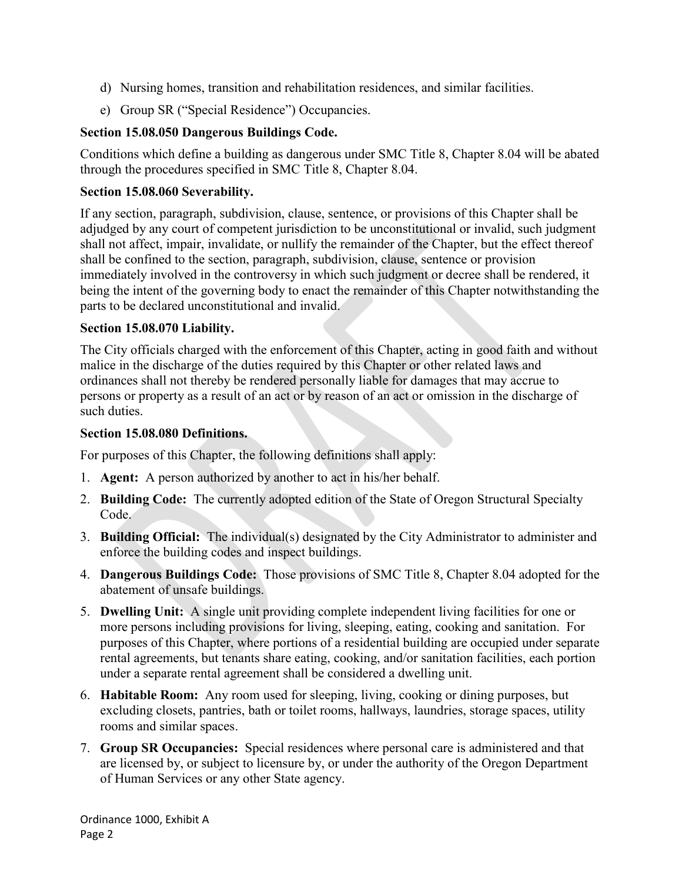d) Nursing homes, transition and rehabilitation residences, and similar facilities.

e) Group SR ("Special Residence") Occupancies.

**Section 15.08.050 Dangerous Buildings Code.**

Conditions which define a building as dangerous under SMC Title 8, Chapter 8.04 will be abated through the procedures specified in SMC Title 8, Chapter 8.04.

**Section 15.08.060 Severability.**

If any section, paragraph, subdivision, clause, sentence, or provisions of this Chapter shall be adjudged by any court of competent jurisdiction to be unconstitutional or invalid, such judgment shall not affect, impair, invalidate, or nullify the remainder of the Chapter, but the effect thereof shall be confined to the section, paragraph, subdivision, clause, sentence or provision immediately involved in the controversy in which such judgment or decree shall be rendered, it being the intent of the governing body to enact the remainder of this Chapter notwithstanding the parts to be declared unconstitutional and invalid.

**Section 15.08.070 Liability.**

The City officials charged with the enforcement of this Chapter, acting in good faith and without malice in the discharge of the duties required by this Chapter or other related laws and ordinances shall not thereby be rendered personally liable for damages that may accrue to persons or property as a result of an act or by reason of an act or omission in the discharge of such duties.

**Section 15.08.080 Definitions.**

For purposes of this Chapter, the following definitions shall apply:

1. **Agent:** A person authorized by another to act in his/her behalf.
2. **Building Code:** The currently adopted edition of the State of Oregon Structural Specialty Code.
3. **Building Official:** The individual(s) designated by the City Administrator to administer and enforce the building codes and inspect buildings.
4. **Dangerous Buildings Code:** Those provisions of SMC Title 8, Chapter 8.04 adopted for the abatement of unsafe buildings.
5. **Dwelling Unit:** A single unit providing complete independent living facilities for one or more persons including provisions for living, sleeping, eating, cooking and sanitation. For purposes of this Chapter, where portions of a residential building are occupied under separate rental agreements, but tenants share eating, cooking, and/or sanitation facilities, each portion under a separate rental agreement shall be considered a dwelling unit.
6. **Habitable Room:** Any room used for sleeping, living, cooking or dining purposes, but excluding closets, pantries, bath or toilet rooms, hallways, laundries, storage spaces, utility rooms and similar spaces.
7. **Group SR Occupancies:** Special residences where personal care is administered and that are licensed by, or subject to licensure by, or under the authority of the Oregon Department of Human Services or any other State agency.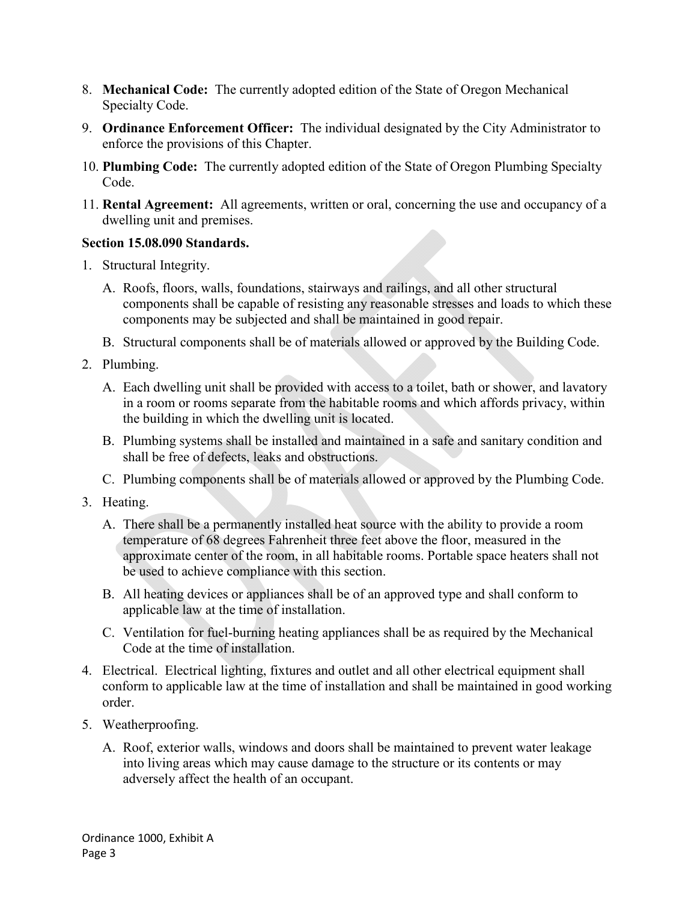8. **Mechanical Code:** The currently adopted edition of the State of Oregon Mechanical Specialty Code.
9. **Ordinance Enforcement Officer:** The individual designated by the City Administrator to enforce the provisions of this Chapter.
10. **Plumbing Code:** The currently adopted edition of the State of Oregon Plumbing Specialty Code.
11. **Rental Agreement:** All agreements, written or oral, concerning the use and occupancy of a dwelling unit and premises.

**Section 15.08.090 Standards.**

1. Structural Integrity.
   A. Roofs, floors, walls, foundations, stairways and railings, and all other structural components shall be capable of resisting any reasonable stresses and loads to which these components may be subjected and shall be maintained in good repair.
   B. Structural components shall be of materials allowed or approved by the Building Code.
2. Plumbing.
   A. Each dwelling unit shall be provided with access to a toilet, bath or shower, and lavatory in a room or rooms separate from the habitable rooms and which affords privacy, within the building in which the dwelling unit is located.
   B. Plumbing systems shall be installed and maintained in a safe and sanitary condition and shall be free of defects, leaks and obstructions.
   C. Plumbing components shall be of materials allowed or approved by the Plumbing Code.
3. Heating.
   A. There shall be a permanently installed heat source with the ability to provide a room temperature of 68 degrees Fahrenheit three feet above the floor, measured in the approximate center of the room, in all habitable rooms. Portable space heaters shall not be used to achieve compliance with this section.
   B. All heating devices or appliances shall be of an approved type and shall conform to applicable law at the time of installation.
   C. Ventilation for fuel-burning heating appliances shall be as required by the Mechanical Code at the time of installation.
4. Electrical. Electrical lighting, fixtures and outlet and all other electrical equipment shall conform to applicable law at the time of installation and shall be maintained in good working order.
5. Weatherproofing.
   A. Roof, exterior walls, windows and doors shall be maintained to prevent water leakage into living areas which may cause damage to the structure or its contents or may adversely affect the health of an occupant.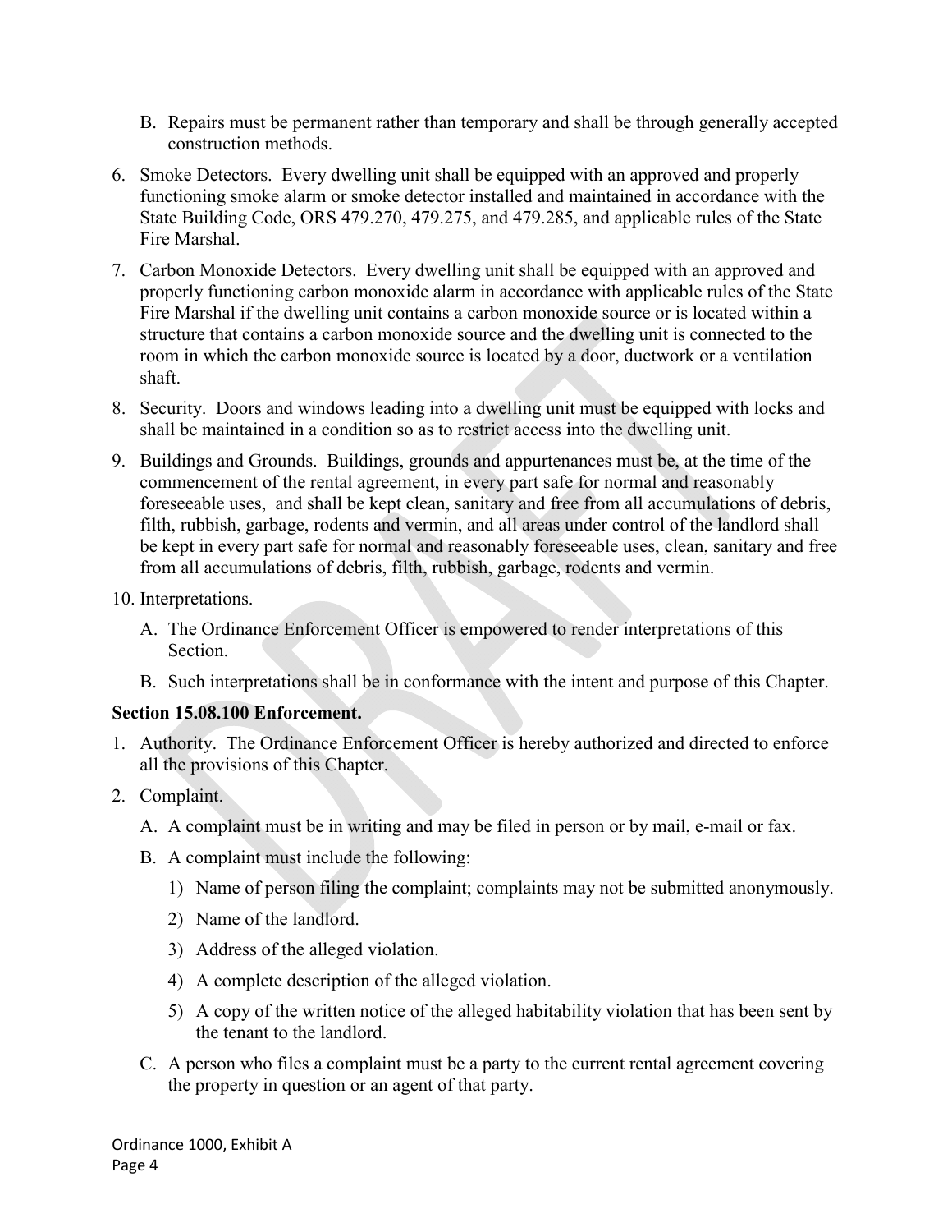B. Repairs must be permanent rather than temporary and shall be through generally accepted construction methods.

6. Smoke Detectors. Every dwelling unit shall be equipped with an approved and properly functioning smoke alarm or smoke detector installed and maintained in accordance with the State Building Code, ORS 479.270, 479.275, and 479.285, and applicable rules of the State Fire Marshal.

7. Carbon Monoxide Detectors. Every dwelling unit shall be equipped with an approved and properly functioning carbon monoxide alarm in accordance with applicable rules of the State Fire Marshal if the dwelling unit contains a carbon monoxide source or is located within a structure that contains a carbon monoxide source and the dwelling unit is connected to the room in which the carbon monoxide source is located by a door, ductwork or a ventilation shaft.

8. Security. Doors and windows leading into a dwelling unit must be equipped with locks and shall be maintained in a condition so as to restrict access into the dwelling unit.

9. Buildings and Grounds. Buildings, grounds and appurtenances must be, at the time of the commencement of the rental agreement, in every part safe for normal and reasonably foreseeable uses, and shall be kept clean, sanitary and free from all accumulations of debris, filth, rubbish, garbage, rodents and vermin, and all areas under control of the landlord shall be kept in every part safe for normal and reasonably foreseeable uses, clean, sanitary and free from all accumulations of debris, filth, rubbish, garbage, rodents and vermin.

10. Interpretations.

    A. The Ordinance Enforcement Officer is empowered to render interpretations of this Section.

    B. Such interpretations shall be in conformance with the intent and purpose of this Chapter.

**Section 15.08.100 Enforcement.**

1. Authority. The Ordinance Enforcement Officer is hereby authorized and directed to enforce all the provisions of this Chapter.

2. Complaint.

    A. A complaint must be in writing and may be filed in person or by mail, e-mail or fax.

    B. A complaint must include the following:

        1) Name of person filing the complaint; complaints may not be submitted anonymously.

        2) Name of the landlord.

        3) Address of the alleged violation.

        4) A complete description of the alleged violation.

        5) A copy of the written notice of the alleged habitability violation that has been sent by the tenant to the landlord.

    C. A person who files a complaint must be a party to the current rental agreement covering the property in question or an agent of that party.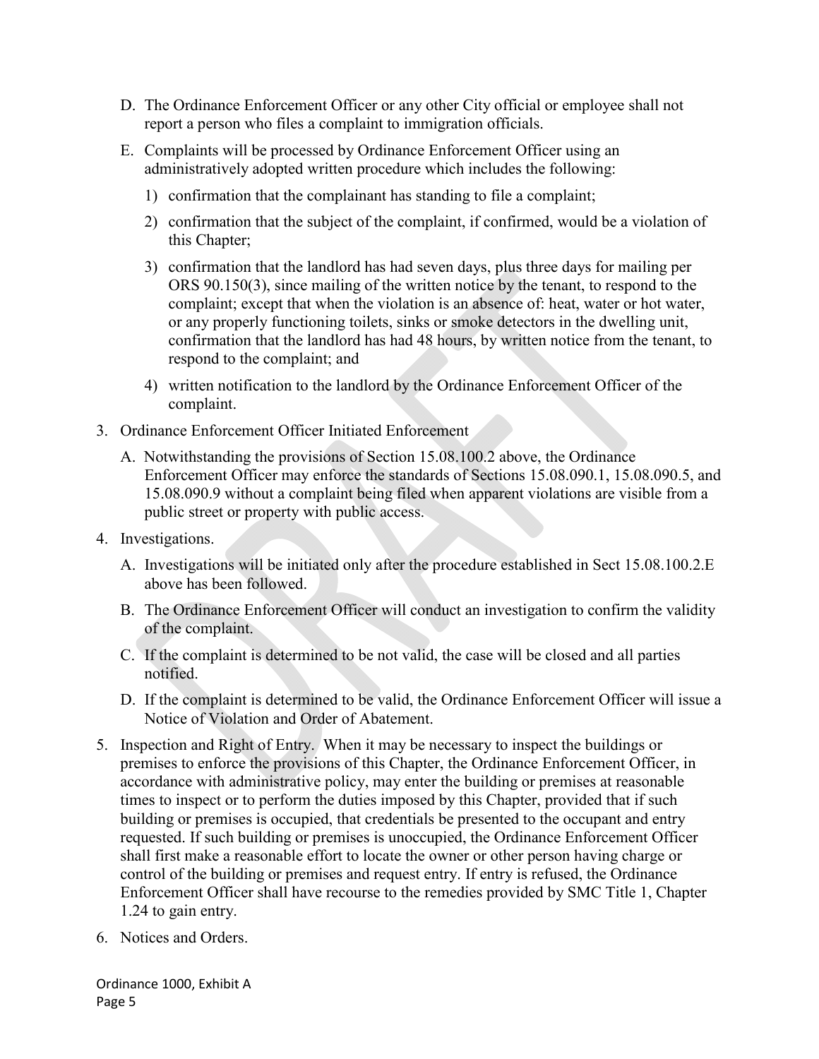D. The Ordinance Enforcement Officer or any other City official or employee shall not report a person who files a complaint to immigration officials.

E. Complaints will be processed by Ordinance Enforcement Officer using an administratively adopted written procedure which includes the following:

   1) confirmation that the complainant has standing to file a complaint;

   2) confirmation that the subject of the complaint, if confirmed, would be a violation of this Chapter;

   3) confirmation that the landlord has had seven days, plus three days for mailing per ORS 90.150(3), since mailing of the written notice by the tenant, to respond to the complaint; except that when the violation is an absence of: heat, water or hot water, or any properly functioning toilets, sinks or smoke detectors in the dwelling unit, confirmation that the landlord has had 48 hours, by written notice from the tenant, to respond to the complaint; and

   4) written notification to the landlord by the Ordinance Enforcement Officer of the complaint.

3. Ordinance Enforcement Officer Initiated Enforcement

   A. Notwithstanding the provisions of Section 15.08.100.2 above, the Ordinance Enforcement Officer may enforce the standards of Sections 15.08.090.1, 15.08.090.5, and 15.08.090.9 without a complaint being filed when apparent violations are visible from a public street or property with public access.

4. Investigations.

   A. Investigations will be initiated only after the procedure established in Sect 15.08.100.2.E above has been followed.

   B. The Ordinance Enforcement Officer will conduct an investigation to confirm the validity of the complaint.

   C. If the complaint is determined to be not valid, the case will be closed and all parties notified.

   D. If the complaint is determined to be valid, the Ordinance Enforcement Officer will issue a Notice of Violation and Order of Abatement.

5. Inspection and Right of Entry. When it may be necessary to inspect the buildings or premises to enforce the provisions of this Chapter, the Ordinance Enforcement Officer, in accordance with administrative policy, may enter the building or premises at reasonable times to inspect or to perform the duties imposed by this Chapter, provided that if such building or premises is occupied, that credentials be presented to the occupant and entry requested. If such building or premises is unoccupied, the Ordinance Enforcement Officer shall first make a reasonable effort to locate the owner or other person having charge or control of the building or premises and request entry. If entry is refused, the Ordinance Enforcement Officer shall have recourse to the remedies provided by SMC Title 1, Chapter 1.24 to gain entry.

6. Notices and Orders.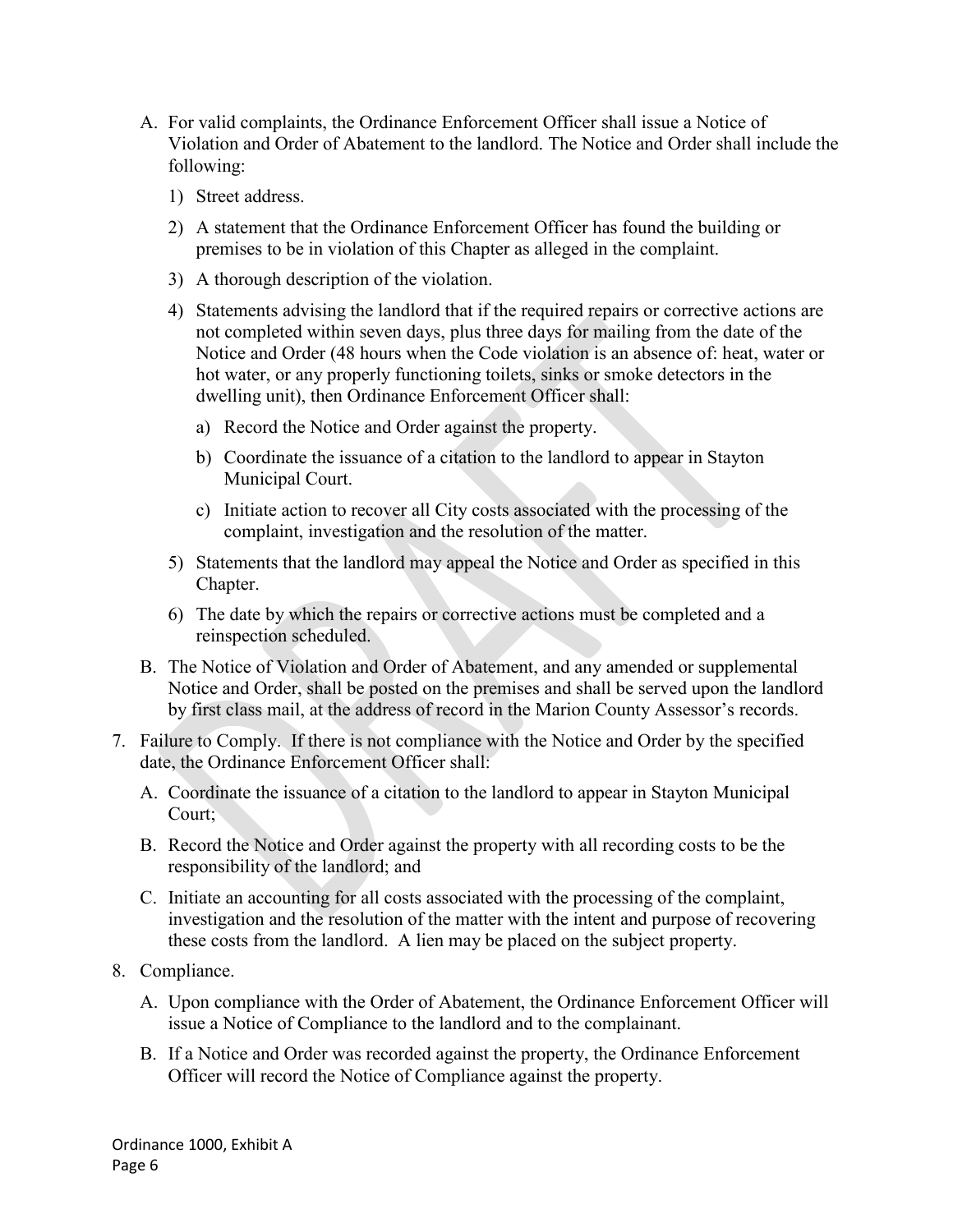A. For valid complaints, the Ordinance Enforcement Officer shall issue a Notice of Violation and Order of Abatement to the landlord. The Notice and Order shall include the following:

   1) Street address.

   2) A statement that the Ordinance Enforcement Officer has found the building or premises to be in violation of this Chapter as alleged in the complaint.

   3) A thorough description of the violation.

   4) Statements advising the landlord that if the required repairs or corrective actions are not completed within seven days, plus three days for mailing from the date of the Notice and Order (48 hours when the Code violation is an absence of: heat, water or hot water, or any properly functioning toilets, sinks or smoke detectors in the dwelling unit), then Ordinance Enforcement Officer shall:

      a) Record the Notice and Order against the property.

      b) Coordinate the issuance of a citation to the landlord to appear in Stayton Municipal Court.

      c) Initiate action to recover all City costs associated with the processing of the complaint, investigation and the resolution of the matter.

   5) Statements that the landlord may appeal the Notice and Order as specified in this Chapter.

   6) The date by which the repairs or corrective actions must be completed and a reinspection scheduled.

B. The Notice of Violation and Order of Abatement, and any amended or supplemental Notice and Order, shall be posted on the premises and shall be served upon the landlord by first class mail, at the address of record in the Marion County Assessor's records.

7. Failure to Comply. If there is not compliance with the Notice and Order by the specified date, the Ordinance Enforcement Officer shall:

   A. Coordinate the issuance of a citation to the landlord to appear in Stayton Municipal Court;

   B. Record the Notice and Order against the property with all recording costs to be the responsibility of the landlord; and

   C. Initiate an accounting for all costs associated with the processing of the complaint, investigation and the resolution of the matter with the intent and purpose of recovering these costs from the landlord. A lien may be placed on the subject property.

8. Compliance.

   A. Upon compliance with the Order of Abatement, the Ordinance Enforcement Officer will issue a Notice of Compliance to the landlord and to the complainant.

   B. If a Notice and Order was recorded against the property, the Ordinance Enforcement Officer will record the Notice of Compliance against the property.

Ordinance 1000, Exhibit A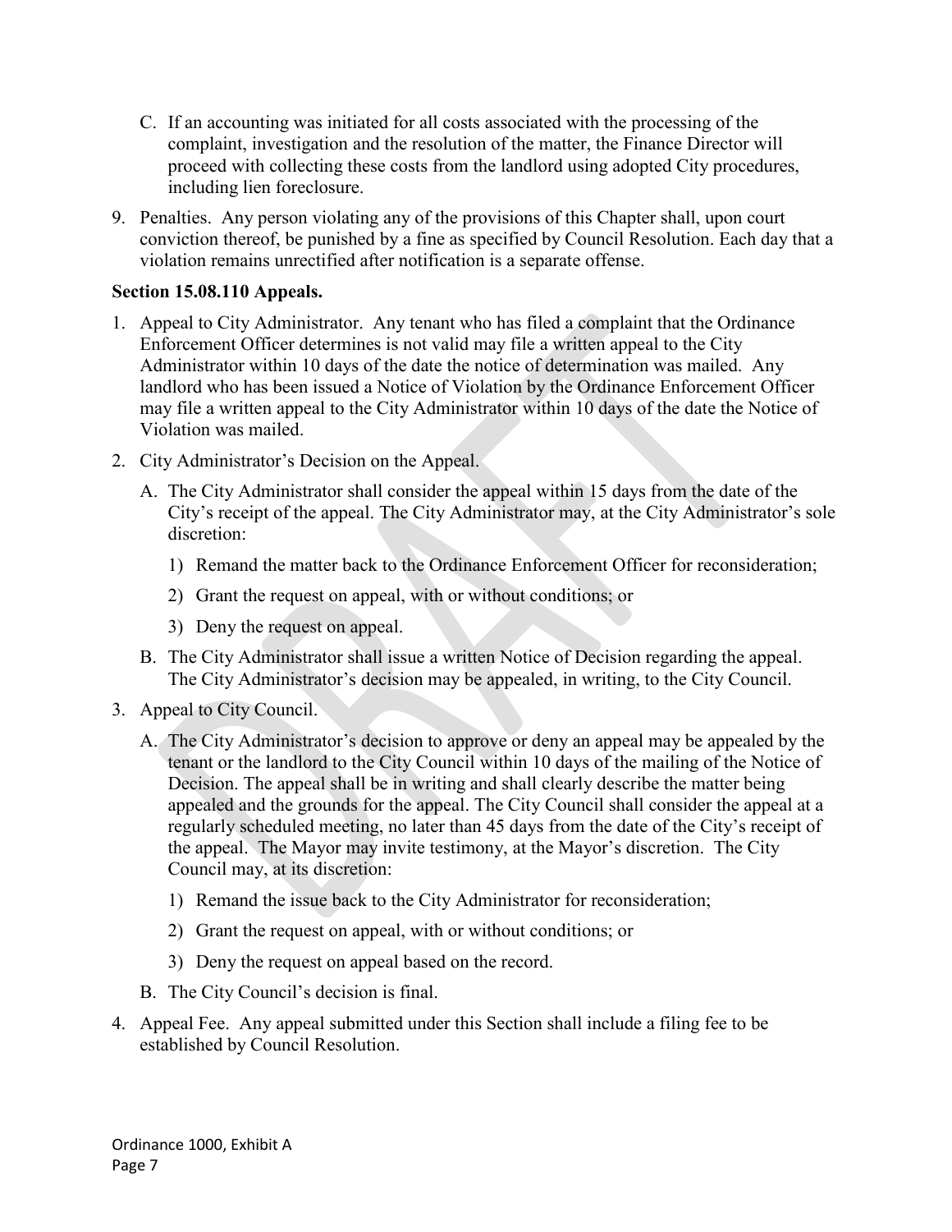C. If an accounting was initiated for all costs associated with the processing of the complaint, investigation and the resolution of the matter, the Finance Director will proceed with collecting these costs from the landlord using adopted City procedures, including lien foreclosure.

9. Penalties. Any person violating any of the provisions of this Chapter shall, upon court conviction thereof, be punished by a fine as specified by Council Resolution. Each day that a violation remains unrectified after notification is a separate offense.

**Section 15.08.110 Appeals.**

1. Appeal to City Administrator. Any tenant who has filed a complaint that the Ordinance Enforcement Officer determines is not valid may file a written appeal to the City Administrator within 10 days of the date the notice of determination was mailed. Any landlord who has been issued a Notice of Violation by the Ordinance Enforcement Officer may file a written appeal to the City Administrator within 10 days of the date the Notice of Violation was mailed.

2. City Administrator's Decision on the Appeal.

   A. The City Administrator shall consider the appeal within 15 days from the date of the City's receipt of the appeal. The City Administrator may, at the City Administrator's sole discretion:

      1) Remand the matter back to the Ordinance Enforcement Officer for reconsideration;

      2) Grant the request on appeal, with or without conditions; or

      3) Deny the request on appeal.

   B. The City Administrator shall issue a written Notice of Decision regarding the appeal. The City Administrator's decision may be appealed, in writing, to the City Council.

3. Appeal to City Council.

   A. The City Administrator's decision to approve or deny an appeal may be appealed by the tenant or the landlord to the City Council within 10 days of the mailing of the Notice of Decision. The appeal shall be in writing and shall clearly describe the matter being appealed and the grounds for the appeal. The City Council shall consider the appeal at a regularly scheduled meeting, no later than 45 days from the date of the City's receipt of the appeal. The Mayor may invite testimony, at the Mayor's discretion. The City Council may, at its discretion:

      1) Remand the issue back to the City Administrator for reconsideration;

      2) Grant the request on appeal, with or without conditions; or

      3) Deny the request on appeal based on the record.

   B. The City Council's decision is final.

4. Appeal Fee. Any appeal submitted under this Section shall include a filing fee to be established by Council Resolution.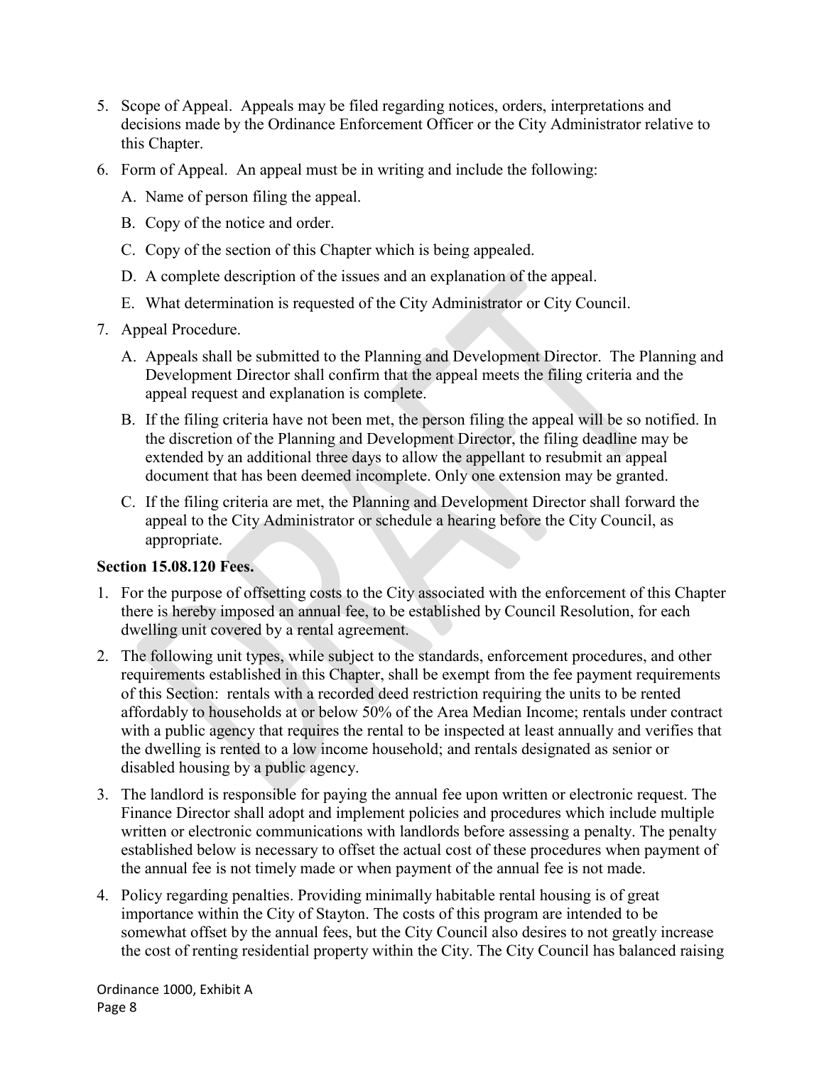5. Scope of Appeal. Appeals may be filed regarding notices, orders, interpretations and decisions made by the Ordinance Enforcement Officer or the City Administrator relative to this Chapter.
6. Form of Appeal. An appeal must be in writing and include the following:
   A. Name of person filing the appeal.
   B. Copy of the notice and order.
   C. Copy of the section of this Chapter which is being appealed.
   D. A complete description of the issues and an explanation of the appeal.
   E. What determination is requested of the City Administrator or City Council.
7. Appeal Procedure.
   A. Appeals shall be submitted to the Planning and Development Director. The Planning and Development Director shall confirm that the appeal meets the filing criteria and the appeal request and explanation is complete.
   B. If the filing criteria have not been met, the person filing the appeal will be so notified. In the discretion of the Planning and Development Director, the filing deadline may be extended by an additional three days to allow the appellant to resubmit an appeal document that has been deemed incomplete. Only one extension may be granted.
   C. If the filing criteria are met, the Planning and Development Director shall forward the appeal to the City Administrator or schedule a hearing before the City Council, as appropriate.

**Section 15.08.120 Fees.**

1. For the purpose of offsetting costs to the City associated with the enforcement of this Chapter there is hereby imposed an annual fee, to be established by Council Resolution, for each dwelling unit covered by a rental agreement.
2. The following unit types, while subject to the standards, enforcement procedures, and other requirements established in this Chapter, shall be exempt from the fee payment requirements of this Section: rentals with a recorded deed restriction requiring the units to be rented affordably to households at or below 50% of the Area Median Income; rentals under contract with a public agency that requires the rental to be inspected at least annually and verifies that the dwelling is rented to a low income household; and rentals designated as senior or disabled housing by a public agency.
3. The landlord is responsible for paying the annual fee upon written or electronic request. The Finance Director shall adopt and implement policies and procedures which include multiple written or electronic communications with landlords before assessing a penalty. The penalty established below is necessary to offset the actual cost of these procedures when payment of the annual fee is not timely made or when payment of the annual fee is not made.
4. Policy regarding penalties. Providing minimally habitable rental housing is of great importance within the City of Stayton. The costs of this program are intended to be somewhat offset by the annual fees, but the City Council also desires to not greatly increase the cost of renting residential property within the City. The City Council has balanced raising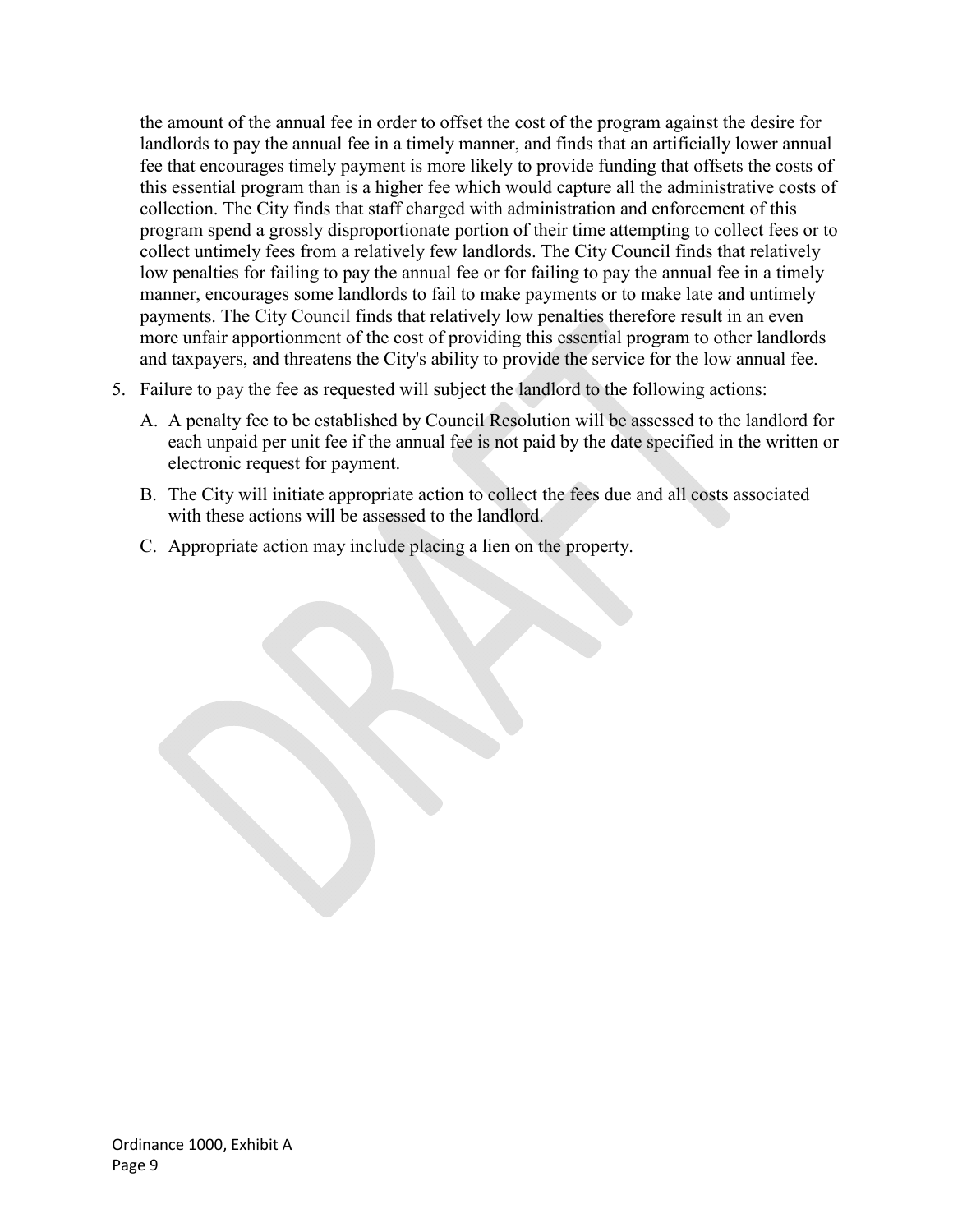the amount of the annual fee in order to offset the cost of the program against the desire for landlords to pay the annual fee in a timely manner, and finds that an artificially lower annual fee that encourages timely payment is more likely to provide funding that offsets the costs of this essential program than is a higher fee which would capture all the administrative costs of collection. The City finds that staff charged with administration and enforcement of this program spend a grossly disproportionate portion of their time attempting to collect fees or to collect untimely fees from a relatively few landlords. The City Council finds that relatively low penalties for failing to pay the annual fee or for failing to pay the annual fee in a timely manner, encourages some landlords to fail to make payments or to make late and untimely payments. The City Council finds that relatively low penalties therefore result in an even more unfair apportionment of the cost of providing this essential program to other landlords and taxpayers, and threatens the City's ability to provide the service for the low annual fee.

5. Failure to pay the fee as requested will subject the landlord to the following actions:

   A. A penalty fee to be established by Council Resolution will be assessed to the landlord for each unpaid per unit fee if the annual fee is not paid by the date specified in the written or electronic request for payment.

   B. The City will initiate appropriate action to collect the fees due and all costs associated with these actions will be assessed to the landlord.

   C. Appropriate action may include placing a lien on the property.